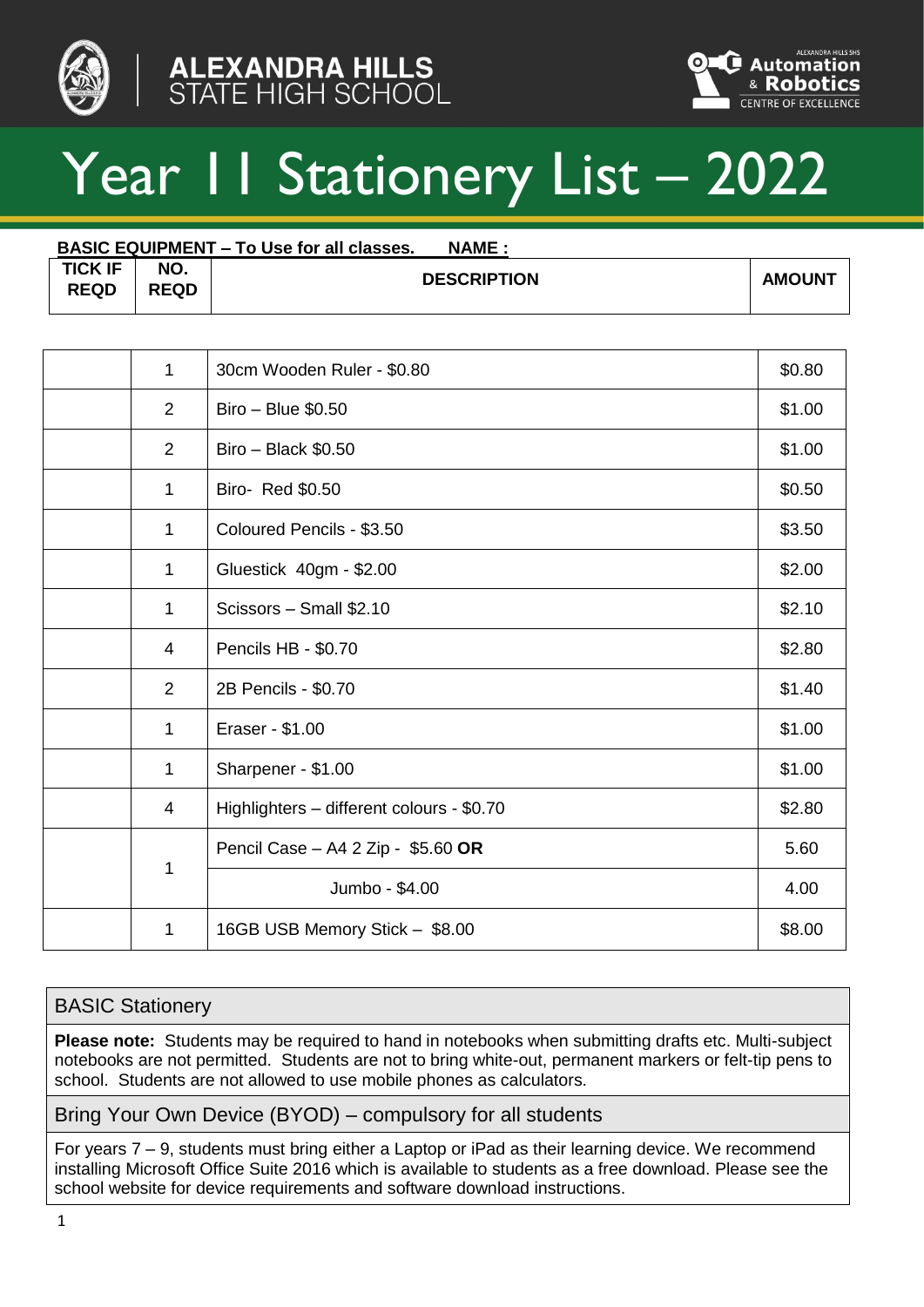ALEXANDRA HILLS STATE HIGH SCHOOL

ALEXANDRA HILLS SHS Automation & Robotics CENTRE OF EXCELLENCE

# Year 11 Stationery List – 2022

**BASIC EQUIPMENT – To Use for all classes.** **NAME :**

| TICK IF REQD | NO. REQD | DESCRIPTION | AMOUNT |
|---|---|---|---|
| | 1 | 30cm Wooden Ruler - $0.80 | $0.80 |
| | 2 | Biro – Blue $0.50 | $1.00 |
| | 2 | Biro – Black $0.50 | $1.00 |
| | 1 | Biro- Red $0.50 | $0.50 |
| | 1 | Coloured Pencils - $3.50 | $3.50 |
| | 1 | Gluestick 40gm - $2.00 | $2.00 |
| | 1 | Scissors – Small $2.10 | $2.10 |
| | 4 | Pencils HB - $0.70 | $2.80 |
| | 2 | 2B Pencils - $0.70 | $1.40 |
| | 1 | Eraser - $1.00 | $1.00 |
| | 1 | Sharpener - $1.00 | $1.00 |
| | 4 | Highlighters – different colours - $0.70 | $2.80 |
| | 1 | Pencil Case – A4 2 Zip - $5.60 **OR** | 5.60 |
| | | Jumbo - $4.00 | 4.00 |
| | 1 | 16GB USB Memory Stick – $8.00 | $8.00 |

## BASIC Stationery

**Please note:** Students may be required to hand in notebooks when submitting drafts etc. Multi-subject notebooks are not permitted. Students are not to bring white-out, permanent markers or felt-tip pens to school. Students are not allowed to use mobile phones as calculators.

## Bring Your Own Device (BYOD) – compulsory for all students

For years 7 – 9, students must bring either a Laptop or iPad as their learning device. We recommend installing Microsoft Office Suite 2016 which is available to students as a free download. Please see the school website for device requirements and software download instructions.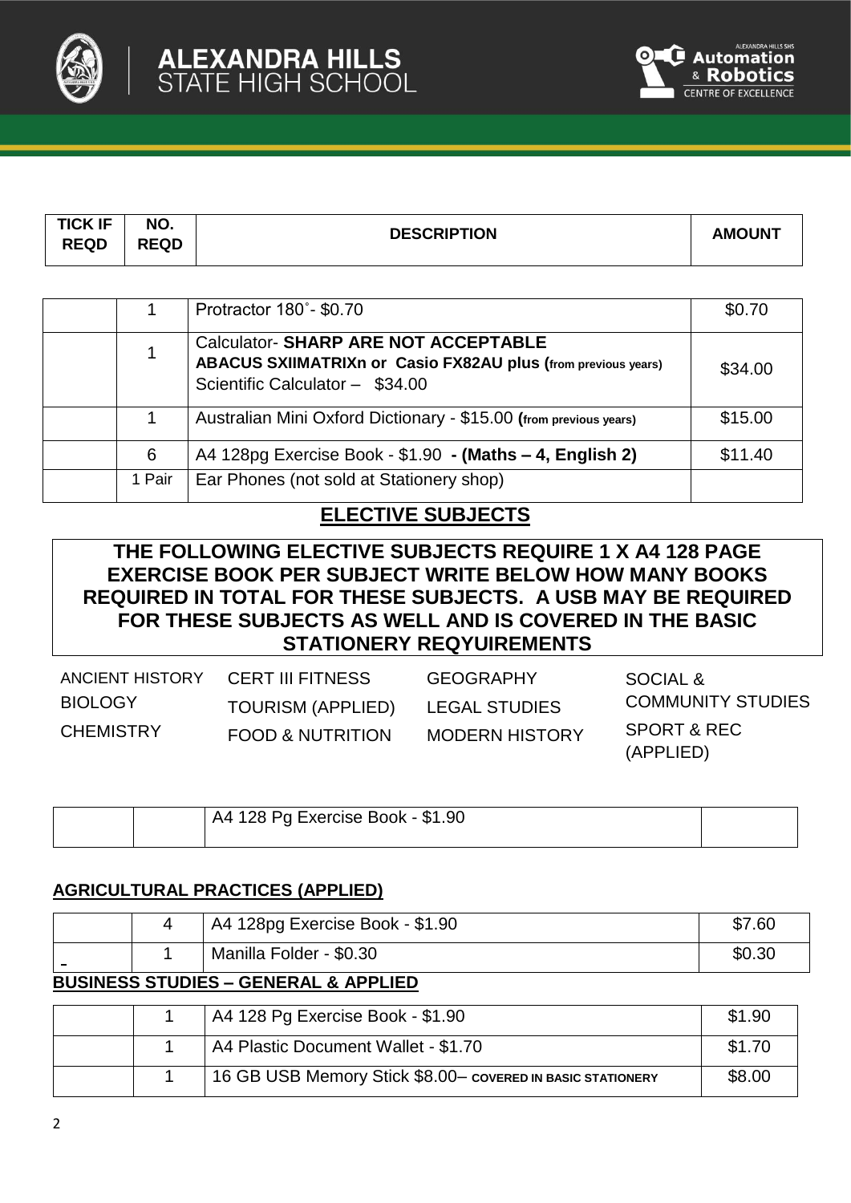| TICK IF REQD | NO. REQD | DESCRIPTION | AMOUNT |
|---|---|---|---|
| | 1 | Protractor 180˚- $0.70 | $0.70 |
| | 1 | Calculator- **SHARP ARE NOT ACCEPTABLE** **ABACUS SXIIMATRIXn or Casio FX82AU plus (from previous years)** Scientific Calculator – $34.00 | $34.00 |
| | 1 | Australian Mini Oxford Dictionary - $15.00 **(from previous years)** | $15.00 |
| | 6 | A4 128pg Exercise Book - $1.90 **- (Maths – 4, English 2)** | $11.40 |
| | 1 Pair | Ear Phones (not sold at Stationery shop) | |

## ELECTIVE SUBJECTS

**THE FOLLOWING ELECTIVE SUBJECTS REQUIRE 1 X A4 128 PAGE EXERCISE BOOK PER SUBJECT WRITE BELOW HOW MANY BOOKS REQUIRED IN TOTAL FOR THESE SUBJECTS. A USB MAY BE REQUIRED FOR THESE SUBJECTS AS WELL AND IS COVERED IN THE BASIC STATIONERY REQYUIREMENTS**

ANCIENT HISTORY
BIOLOGY
CHEMISTRY
CERT III FITNESS
TOURISM (APPLIED)
FOOD & NUTRITION
GEOGRAPHY
LEGAL STUDIES
MODERN HISTORY
SOCIAL & COMMUNITY STUDIES
SPORT & REC (APPLIED)

| | | | |
|---|---|---|---|
| | | A4 128 Pg Exercise Book - $1.90 | |

### AGRICULTURAL PRACTICES (APPLIED)

| | | | |
|---|---|---|---|
| | 4 | A4 128pg Exercise Book - $1.90 | $7.60 |
| - | 1 | Manilla Folder - $0.30 | $0.30 |

### BUSINESS STUDIES – GENERAL & APPLIED

| | | | |
|---|---|---|---|
| | 1 | A4 128 Pg Exercise Book - $1.90 | $1.90 |
| | 1 | A4 Plastic Document Wallet - $1.70 | $1.70 |
| | 1 | 16 GB USB Memory Stick $8.00– **COVERED IN BASIC STATIONERY** | $8.00 |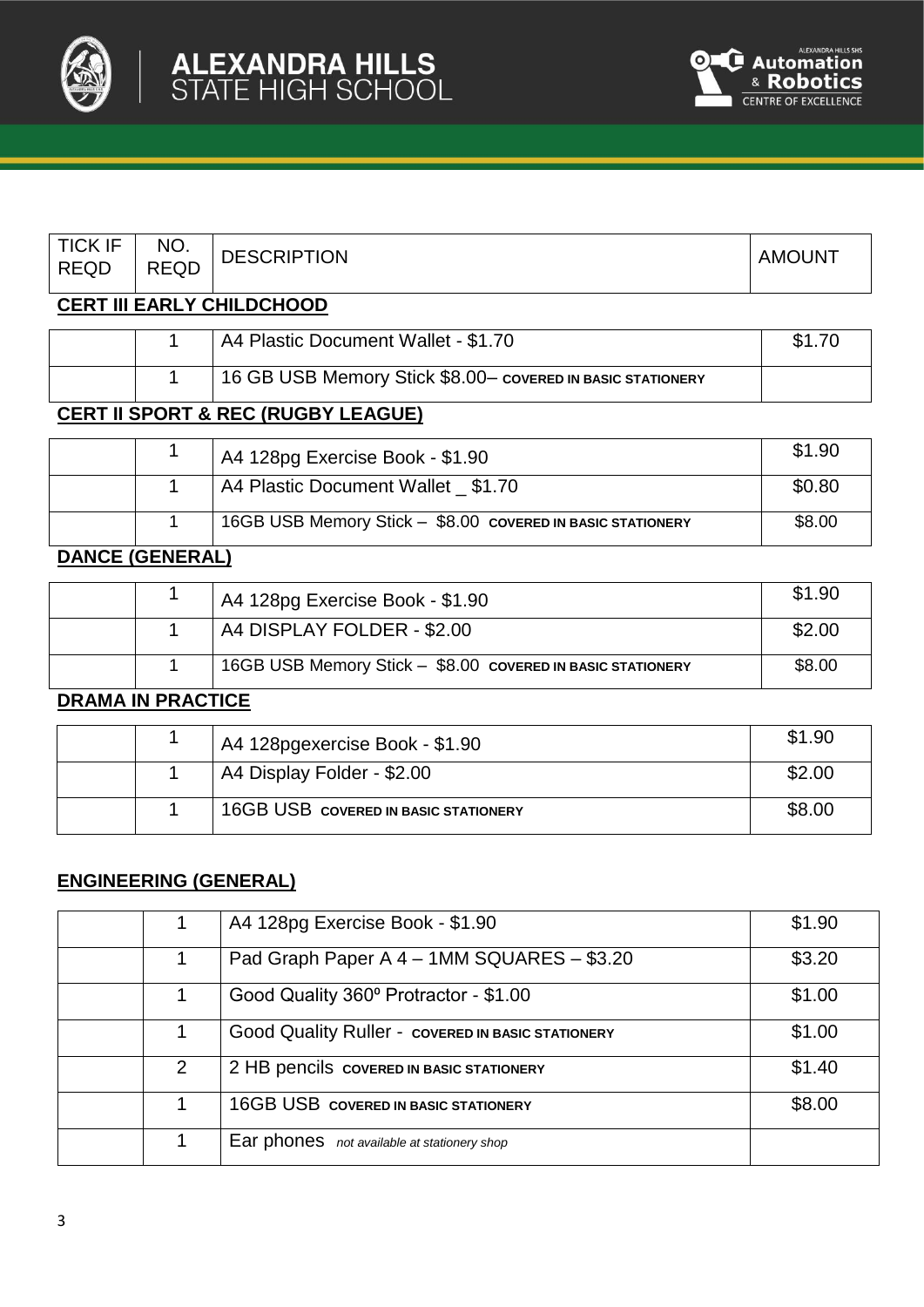# ALEXANDRA HILLS STATE HIGH SCHOOL

Alexandra Hills SHS Automation & Robotics Centre of Excellence

| TICK IF REQD | NO. REQD | DESCRIPTION | AMOUNT |
|---|---|---|---|
| | | **CERT III EARLY CHILDCHOOD** | |
| | 1 | A4 Plastic Document Wallet - $1.70 | $1.70 |
| | 1 | 16 GB USB Memory Stick $8.00– **COVERED IN BASIC STATIONERY** | |
| | | **CERT II SPORT & REC (RUGBY LEAGUE)** | |
| | 1 | A4 128pg Exercise Book - $1.90 | $1.90 |
| | 1 | A4 Plastic Document Wallet _ $1.70 | $0.80 |
| | 1 | 16GB USB Memory Stick – $8.00 **COVERED IN BASIC STATIONERY** | $8.00 |
| | | **DANCE (GENERAL)** | |
| | 1 | A4 128pg Exercise Book - $1.90 | $1.90 |
| | 1 | A4 DISPLAY FOLDER - $2.00 | $2.00 |
| | 1 | 16GB USB Memory Stick – $8.00 **COVERED IN BASIC STATIONERY** | $8.00 |
| | | **DRAMA IN PRACTICE** | |
| | 1 | A4 128pgexercise Book - $1.90 | $1.90 |
| | 1 | A4 Display Folder - $2.00 | $2.00 |
| | 1 | 16GB USB **COVERED IN BASIC STATIONERY** | $8.00 |
| | | **ENGINEERING (GENERAL)** | |
| | 1 | A4 128pg Exercise Book - $1.90 | $1.90 |
| | 1 | Pad Graph Paper A 4 – 1MM SQUARES – $3.20 | $3.20 |
| | 1 | Good Quality 360º Protractor - $1.00 | $1.00 |
| | 1 | Good Quality Ruller - **COVERED IN BASIC STATIONERY** | $1.00 |
| | 2 | 2 HB pencils **COVERED IN BASIC STATIONERY** | $1.40 |
| | 1 | 16GB USB **COVERED IN BASIC STATIONERY** | $8.00 |
| | 1 | Ear phones *not available at stationery shop* | |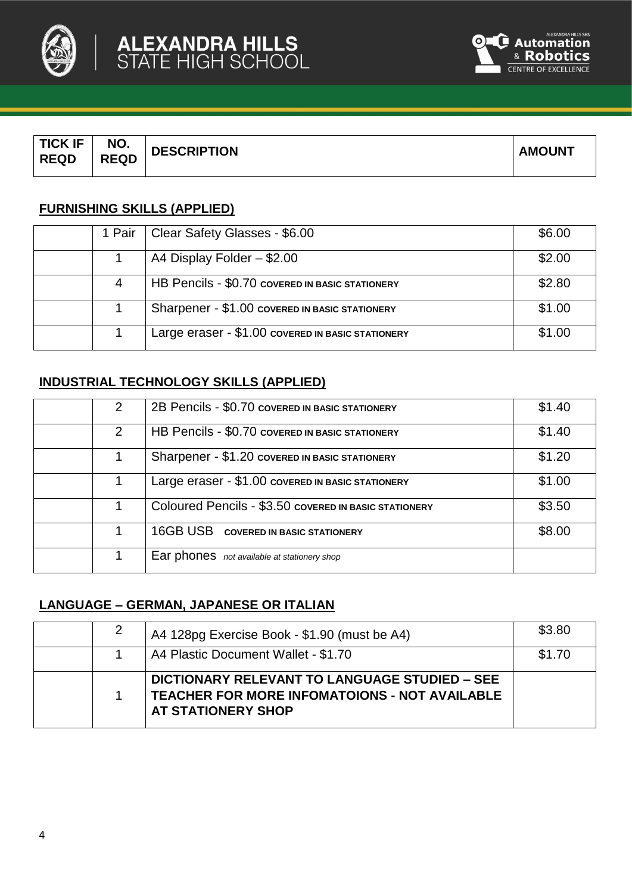| TICK IF REQD | NO. REQD | DESCRIPTION | AMOUNT |
|---|---|---|---|

## FURNISHING SKILLS (APPLIED)

| TICK IF REQD | NO. REQD | DESCRIPTION | AMOUNT |
|---|---|---|---|
| | 1 Pair | Clear Safety Glasses - $6.00 | $6.00 |
| | 1 | A4 Display Folder – $2.00 | $2.00 |
| | 4 | HB Pencils - $0.70 **COVERED IN BASIC STATIONERY** | $2.80 |
| | 1 | Sharpener - $1.00 **COVERED IN BASIC STATIONERY** | $1.00 |
| | 1 | Large eraser - $1.00 **COVERED IN BASIC STATIONERY** | $1.00 |

## INDUSTRIAL TECHNOLOGY SKILLS (APPLIED)

| TICK IF REQD | NO. REQD | DESCRIPTION | AMOUNT |
|---|---|---|---|
| | 2 | 2B Pencils - $0.70 **COVERED IN BASIC STATIONERY** | $1.40 |
| | 2 | HB Pencils - $0.70 **COVERED IN BASIC STATIONERY** | $1.40 |
| | 1 | Sharpener - $1.20 **COVERED IN BASIC STATIONERY** | $1.20 |
| | 1 | Large eraser - $1.00 **COVERED IN BASIC STATIONERY** | $1.00 |
| | 1 | Coloured Pencils - $3.50 **COVERED IN BASIC STATIONERY** | $3.50 |
| | 1 | 16GB USB **COVERED IN BASIC STATIONERY** | $8.00 |
| | 1 | Ear phones *not available at stationery shop* | |

## LANGUAGE – GERMAN, JAPANESE OR ITALIAN

| TICK IF REQD | NO. REQD | DESCRIPTION | AMOUNT |
|---|---|---|---|
| | 2 | A4 128pg Exercise Book - $1.90 (must be A4) | $3.80 |
| | 1 | A4 Plastic Document Wallet - $1.70 | $1.70 |
| | 1 | **DICTIONARY RELEVANT TO LANGUAGE STUDIED – SEE TEACHER FOR MORE INFOMATOIONS - NOT AVAILABLE AT STATIONERY SHOP** | |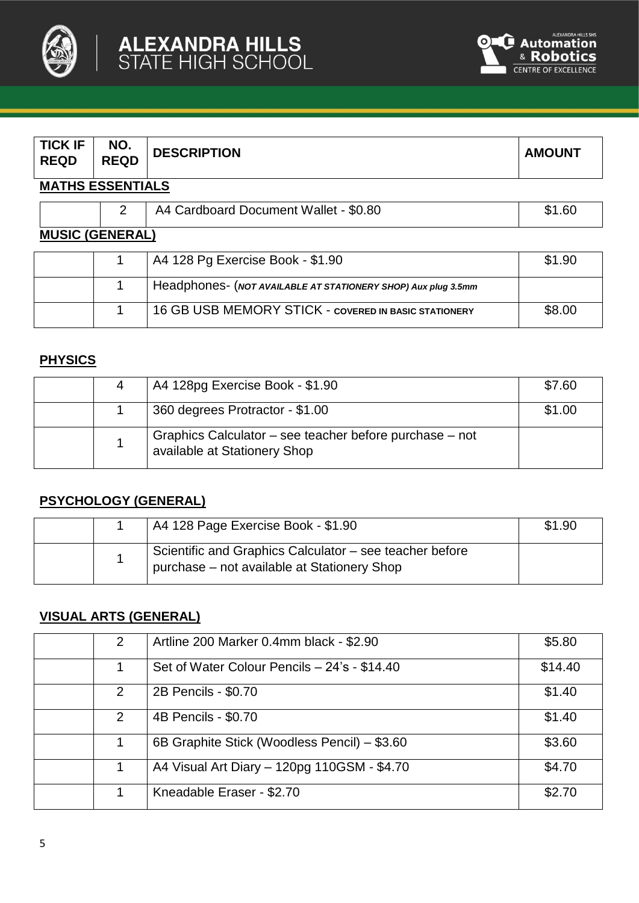| TICK IF REQD | NO. REQD | DESCRIPTION | AMOUNT |
|---|---|---|---|

**MATHS ESSENTIALS**

| | | | |
|---|---|---|---|
| | 2 | A4 Cardboard Document Wallet - $0.80 | $1.60 |

**MUSIC (GENERAL)**

| | | | |
|---|---|---|---|
| | 1 | A4 128 Pg Exercise Book - $1.90 | $1.90 |
| | 1 | Headphones- (***NOT AVAILABLE AT STATIONERY SHOP) Aux plug 3.5mm*** | |
| | 1 | 16 GB USB MEMORY STICK - **COVERED IN BASIC STATIONERY** | $8.00 |

**PHYSICS**

| | | | |
|---|---|---|---|
| | 4 | A4 128pg Exercise Book - $1.90 | $7.60 |
| | 1 | 360 degrees Protractor - $1.00 | $1.00 |
| | 1 | Graphics Calculator – see teacher before purchase – not available at Stationery Shop | |

**PSYCHOLOGY (GENERAL)**

| | | | |
|---|---|---|---|
| | 1 | A4 128 Page Exercise Book - $1.90 | $1.90 |
| | 1 | Scientific and Graphics Calculator – see teacher before purchase – not available at Stationery Shop | |

**VISUAL ARTS (GENERAL)**

| | | | |
|---|---|---|---|
| | 2 | Artline 200 Marker 0.4mm black - $2.90 | $5.80 |
| | 1 | Set of Water Colour Pencils – 24's - $14.40 | $14.40 |
| | 2 | 2B Pencils - $0.70 | $1.40 |
| | 2 | 4B Pencils - $0.70 | $1.40 |
| | 1 | 6B Graphite Stick (Woodless Pencil) – $3.60 | $3.60 |
| | 1 | A4 Visual Art Diary – 120pg 110GSM - $4.70 | $4.70 |
| | 1 | Kneadable Eraser - $2.70 | $2.70 |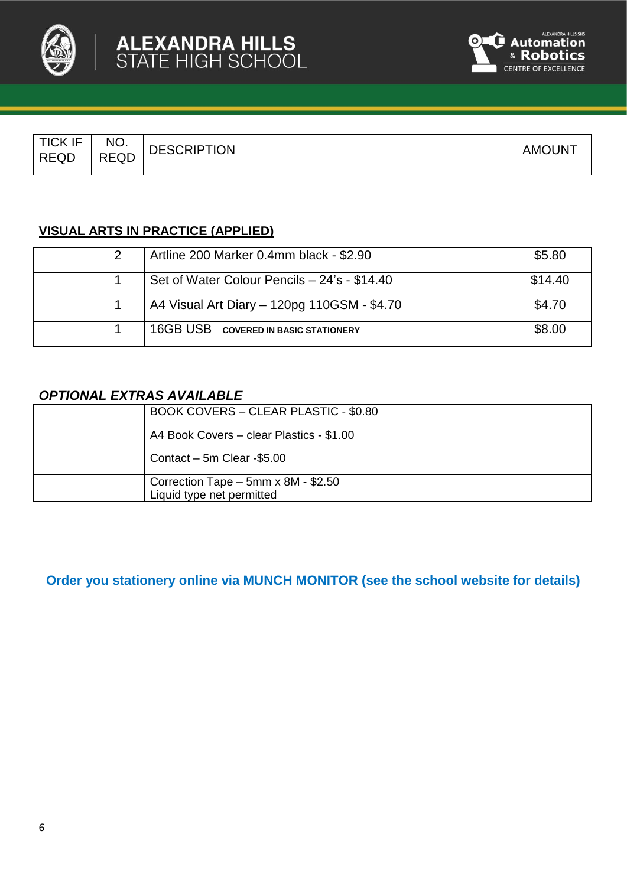ALEXANDRA HILLS STATE HIGH SCHOOL

ALEXANDRA HILLS SHS Automation & Robotics CENTRE OF EXCELLENCE

| TICK IF REQD | NO. REQD | DESCRIPTION | AMOUNT |
|---|---|---|---|

## VISUAL ARTS IN PRACTICE (APPLIED)

| | | | |
|---|---|---|---|
| | 2 | Artline 200 Marker 0.4mm black - $2.90 | $5.80 |
| | 1 | Set of Water Colour Pencils – 24's - $14.40 | $14.40 |
| | 1 | A4 Visual Art Diary – 120pg 110GSM - $4.70 | $4.70 |
| | 1 | 16GB USB **COVERED IN BASIC STATIONERY** | $8.00 |

## *OPTIONAL EXTRAS AVAILABLE*

| | | | |
|---|---|---|---|
| | | BOOK COVERS – CLEAR PLASTIC - $0.80 | |
| | | A4 Book Covers – clear Plastics - $1.00 | |
| | | Contact – 5m Clear -$5.00 | |
| | | Correction Tape – 5mm x 8M - $2.50<br>Liquid type net permitted | |

**Order you stationery online via MUNCH MONITOR (see the school website for details)**